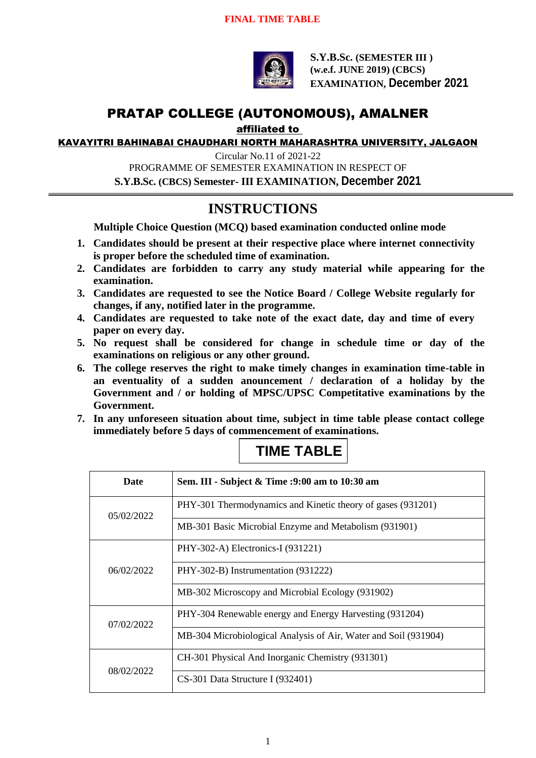**FINAL TIME TABLE**

**S.Y.B.Sc. (SEMESTER III )**
**(w.e.f. JUNE 2019) (CBCS)**
**EXAMINATION, December 2021**

# PRATAP COLLEGE (AUTONOMOUS), AMALNER

**affiliated to**

**KAVAYITRI BAHINABAI CHAUDHARI NORTH MAHARASHTRA UNIVERSITY, JALGAON**

Circular No.11 of 2021-22

PROGRAMME OF SEMESTER EXAMINATION IN RESPECT OF

**S.Y.B.Sc. (CBCS) Semester- III EXAMINATION, December 2021**

## INSTRUCTIONS

**Multiple Choice Question (MCQ) based examination conducted online mode**

1. **Candidates should be present at their respective place where internet connectivity is proper before the scheduled time of examination.**
2. **Candidates are forbidden to carry any study material while appearing for the examination.**
3. **Candidates are requested to see the Notice Board / College Website regularly for changes, if any, notified later in the programme.**
4. **Candidates are requested to take note of the exact date, day and time of every paper on every day.**
5. **No request shall be considered for change in schedule time or day of the examinations on religious or any other ground.**
6. **The college reserves the right to make timely changes in examination time-table in an eventuality of a sudden anouncement / declaration of a holiday by the Government and / or holding of MPSC/UPSC Competitative examinations by the Government.**
7. **In any unforeseen situation about time, subject in time table please contact college immediately before 5 days of commencement of examinations.**

## TIME TABLE

| Date | Sem. III - Subject & Time :9:00 am to 10:30 am |
|---|---|
| 05/02/2022 | PHY-301 Thermodynamics and Kinetic theory of gases (931201) |
| | MB-301 Basic Microbial Enzyme and Metabolism (931901) |
| 06/02/2022 | PHY-302-A) Electronics-I (931221) |
| | PHY-302-B) Instrumentation (931222) |
| | MB-302 Microscopy and Microbial Ecology (931902) |
| 07/02/2022 | PHY-304 Renewable energy and Energy Harvesting (931204) |
| | MB-304 Microbiological Analysis of Air, Water and Soil (931904) |
| 08/02/2022 | CH-301 Physical And Inorganic Chemistry (931301) |
| | CS-301 Data Structure I (932401) |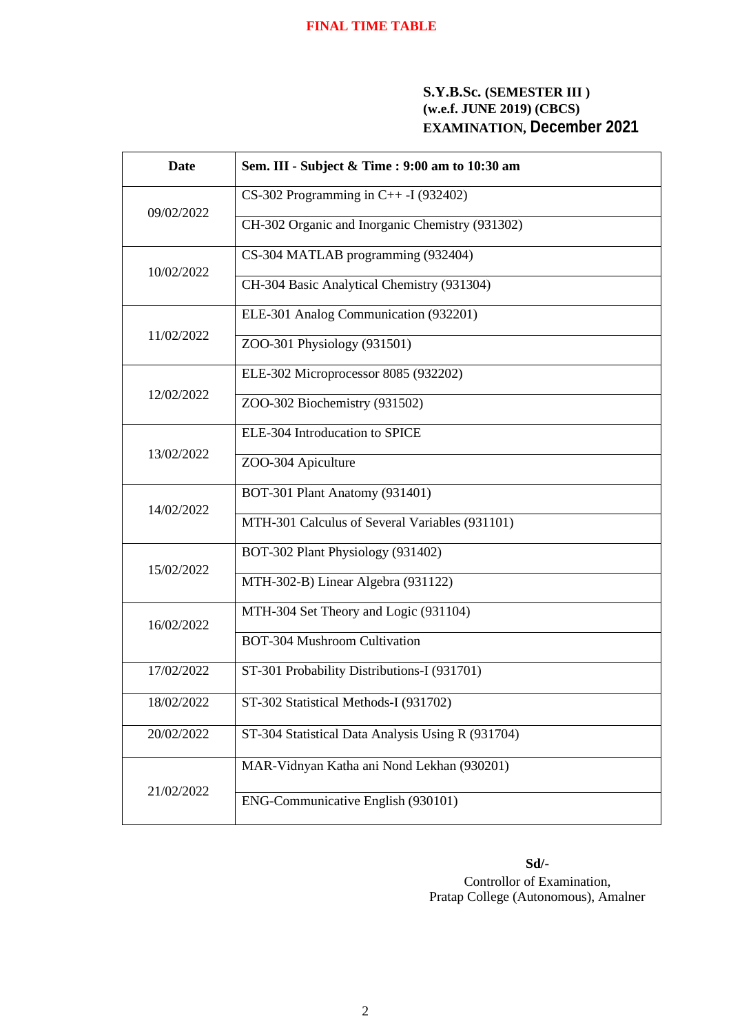**FINAL TIME TABLE**

**S.Y.B.Sc. (SEMESTER III )**
**(w.e.f. JUNE 2019) (CBCS)**
**EXAMINATION, December 2021**

| Date | Sem. III - Subject & Time : 9:00 am to 10:30 am |
|---|---|
| 09/02/2022 | CS-302 Programming in C++ -I (932402) |
| | CH-302 Organic and Inorganic Chemistry (931302) |
| 10/02/2022 | CS-304 MATLAB programming (932404) |
| | CH-304 Basic Analytical Chemistry (931304) |
| 11/02/2022 | ELE-301 Analog Communication (932201) |
| | ZOO-301 Physiology (931501) |
| 12/02/2022 | ELE-302 Microprocessor 8085 (932202) |
| | ZOO-302 Biochemistry (931502) |
| 13/02/2022 | ELE-304 Introducation to SPICE |
| | ZOO-304 Apiculture |
| 14/02/2022 | BOT-301 Plant Anatomy (931401) |
| | MTH-301 Calculus of Several Variables (931101) |
| 15/02/2022 | BOT-302 Plant Physiology (931402) |
| | MTH-302-B) Linear Algebra (931122) |
| 16/02/2022 | MTH-304 Set Theory and Logic (931104) |
| | BOT-304 Mushroom Cultivation |
| 17/02/2022 | ST-301 Probability Distributions-I (931701) |
| 18/02/2022 | ST-302 Statistical Methods-I (931702) |
| 20/02/2022 | ST-304 Statistical Data Analysis Using R (931704) |
| 21/02/2022 | MAR-Vidnyan Katha ani Nond Lekhan (930201) |
| | ENG-Communicative English (930101) |

**Sd/-**
Controllor of Examination,
Pratap College (Autonomous), Amalner